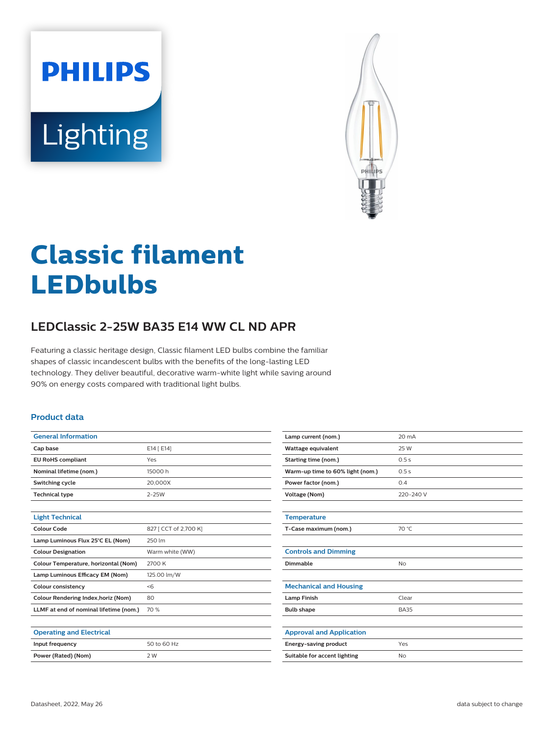PHILIPS

Lighting

# Classic filament LEDbulbs

## LEDClassic 2-25W BA35 E14 WW CL ND APR

Featuring a classic heritage design, Classic filament LED bulbs combine the familiar shapes of classic incandescent bulbs with the benefits of the long-lasting LED technology. They deliver beautiful, decorative warm-white light while saving around 90% on energy costs compared with traditional light bulbs.

### Product data

| General Information | |
|---|---|
| Cap base | E14 [ E14] |
| EU RoHS compliant | Yes |
| Nominal lifetime (nom.) | 15000 h |
| Switching cycle | 20,000X |
| Technical type | 2-25W |

| Light Technical | |
|---|---|
| Colour Code | 827 [ CCT of 2,700 K] |
| Lamp Luminous Flux 25°C EL (Nom) | 250 lm |
| Colour Designation | Warm white (WW) |
| Colour Temperature, horizontal (Nom) | 2700 K |
| Lamp Luminous Efficacy EM (Nom) | 125.00 lm/W |
| Colour consistency | <6 |
| Colour Rendering Index,horiz (Nom) | 80 |
| LLMF at end of nominal lifetime (nom.) | 70 % |

| Operating and Electrical | |
|---|---|
| Input frequency | 50 to 60 Hz |
| Power (Rated) (Nom) | 2 W |
| Lamp current (nom.) | 20 mA |
| Wattage equivalent | 25 W |
| Starting time (nom.) | 0.5 s |
| Warm-up time to 60% light (nom.) | 0.5 s |
| Power factor (nom.) | 0.4 |
| Voltage (Nom) | 220-240 V |

| Temperature | |
|---|---|
| T-Case maximum (nom.) | 70 °C |

| Controls and Dimming | |
|---|---|
| Dimmable | No |

| Mechanical and Housing | |
|---|---|
| Lamp Finish | Clear |
| Bulb shape | BA35 |

| Approval and Application | |
|---|---|
| Energy-saving product | Yes |
| Suitable for accent lighting | No |

Datasheet, 2022, May 26 — data subject to change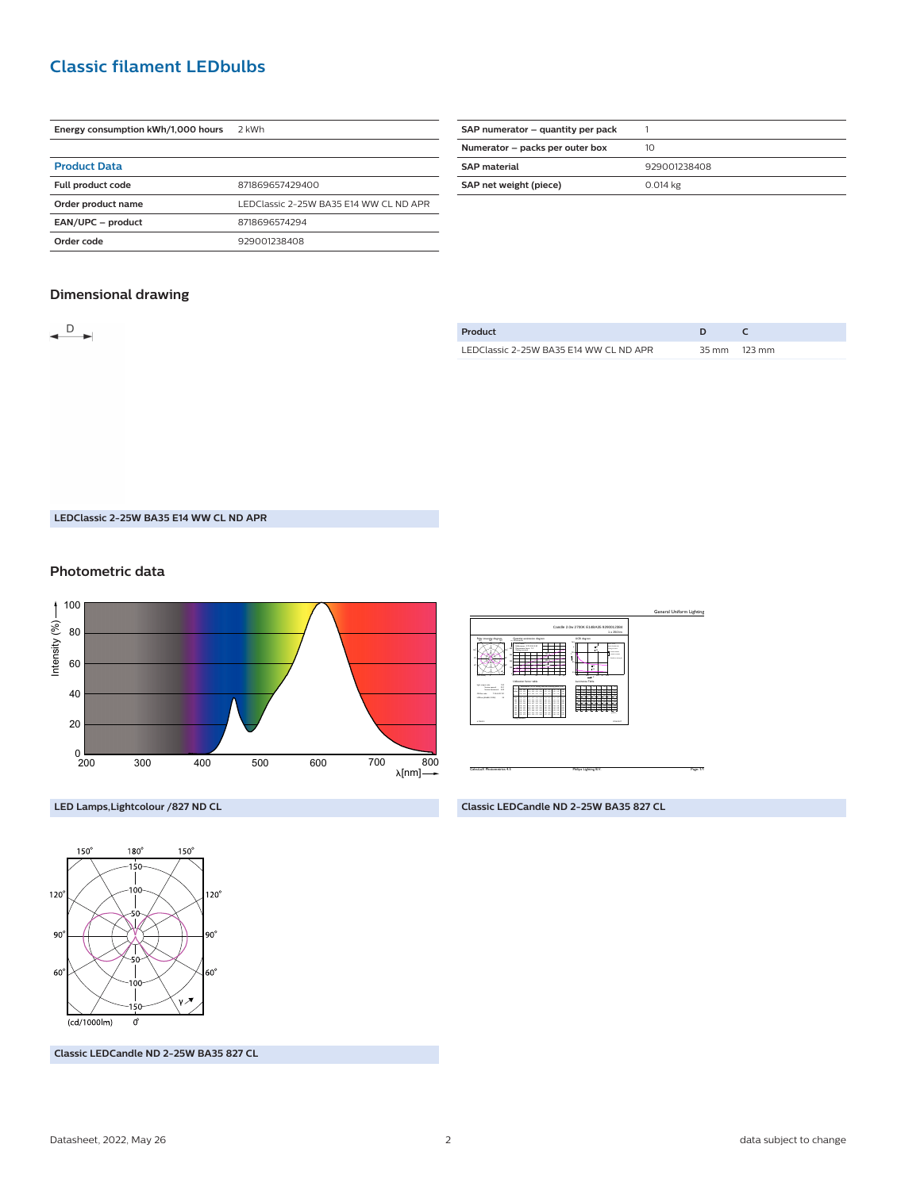## Classic filament LEDbulbs

| Energy consumption kWh/1,000 hours | 2 kWh |
|---|---|

| **Product Data** | |
|---|---|
| Full product code | 871869657429400 |
| Order product name | LEDClassic 2-25W BA35 E14 WW CL ND APR |
| EAN/UPC – product | 8718696574294 |
| Order code | 929001238408 |

| SAP numerator – quantity per pack | 1 |
|---|---|
| Numerator – packs per outer box | 10 |
| SAP material | 929001238408 |
| SAP net weight (piece) | 0.014 kg |

### Dimensional drawing

D

| Product | D | C |
|---|---|---|
| LEDClassic 2-25W BA35 E14 WW CL ND APR | 35 mm | 123 mm |

LEDClassic 2-25W BA35 E14 WW CL ND APR

### Photometric data

LED Lamps,Lightcolour /827 ND CL

Classic LEDCandle ND 2-25W BA35 827 CL

Classic LEDCandle ND 2-25W BA35 827 CL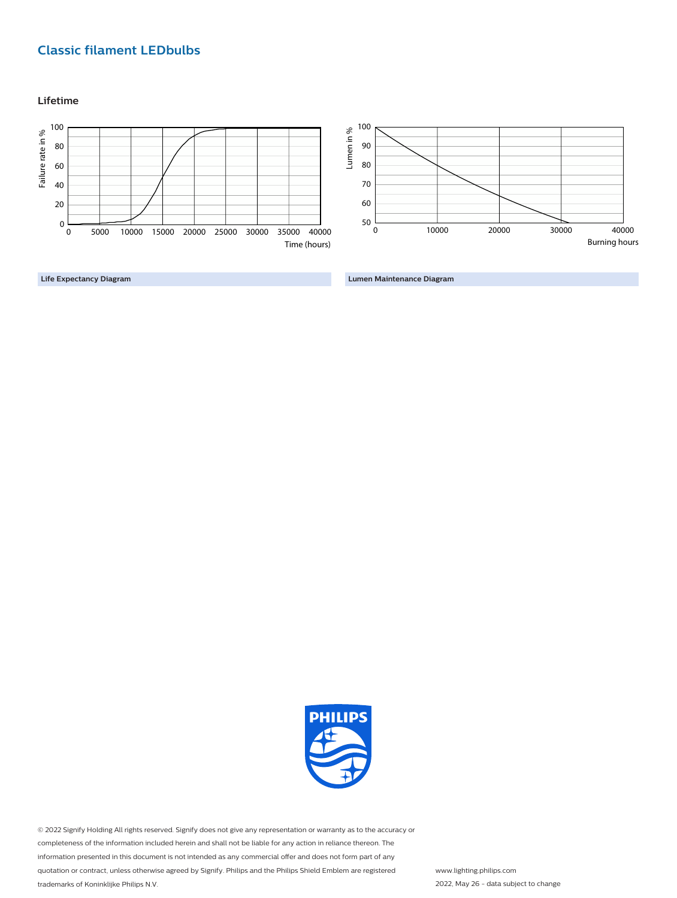## Classic filament LEDbulbs

### Lifetime

Failure rate in %

100
80
60
40
20
0

0 5000 10000 15000 20000 25000 30000 35000 40000

Time (hours)

Lumen in %

100
90
80
70
60
50

0 10000 20000 30000 40000

Burning hours

**Life Expectancy Diagram**

**Lumen Maintenance Diagram**

© 2022 Signify Holding All rights reserved. Signify does not give any representation or warranty as to the accuracy or completeness of the information included herein and shall not be liable for any action in reliance thereon. The information presented in this document is not intended as any commercial offer and does not form part of any quotation or contract, unless otherwise agreed by Signify. Philips and the Philips Shield Emblem are registered trademarks of Koninklijke Philips N.V.

www.lighting.philips.com

2022, May 26 - data subject to change